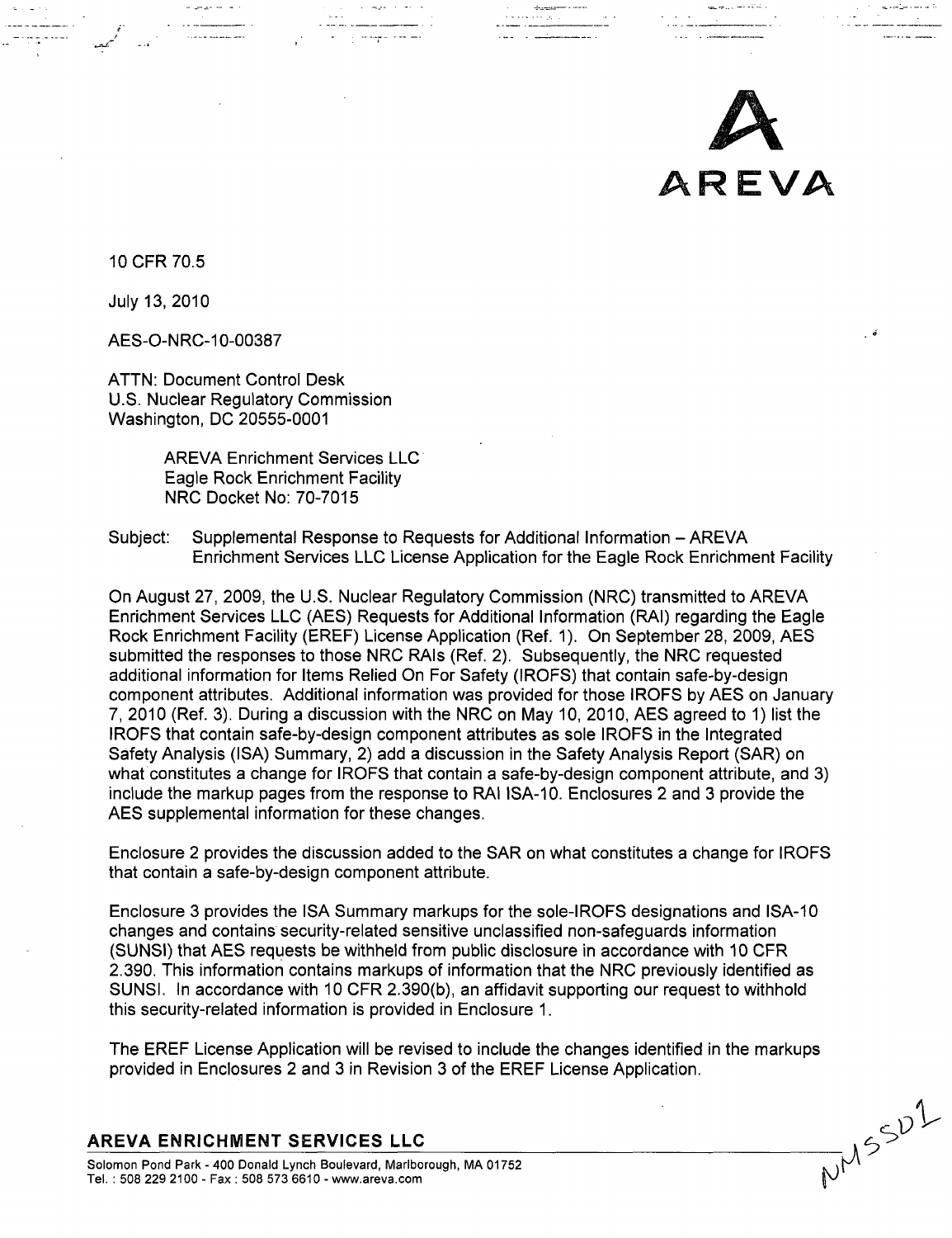AREVA

10 CFR 70.5

July 13, 2010

AES-O-NRC-10-00387

ATTN: Document Control Desk
U.S. Nuclear Regulatory Commission
Washington, DC 20555-0001

AREVA Enrichment Services LLC
Eagle Rock Enrichment Facility
NRC Docket No: 70-7015

Subject: Supplemental Response to Requests for Additional Information – AREVA Enrichment Services LLC License Application for the Eagle Rock Enrichment Facility

On August 27, 2009, the U.S. Nuclear Regulatory Commission (NRC) transmitted to AREVA Enrichment Services LLC (AES) Requests for Additional Information (RAI) regarding the Eagle Rock Enrichment Facility (EREF) License Application (Ref. 1). On September 28, 2009, AES submitted the responses to those NRC RAIs (Ref. 2). Subsequently, the NRC requested additional information for Items Relied On For Safety (IROFS) that contain safe-by-design component attributes. Additional information was provided for those IROFS by AES on January 7, 2010 (Ref. 3). During a discussion with the NRC on May 10, 2010, AES agreed to 1) list the IROFS that contain safe-by-design component attributes as sole IROFS in the Integrated Safety Analysis (ISA) Summary, 2) add a discussion in the Safety Analysis Report (SAR) on what constitutes a change for IROFS that contain a safe-by-design component attribute, and 3) include the markup pages from the response to RAI ISA-10. Enclosures 2 and 3 provide the AES supplemental information for these changes.

Enclosure 2 provides the discussion added to the SAR on what constitutes a change for IROFS that contain a safe-by-design component attribute.

Enclosure 3 provides the ISA Summary markups for the sole-IROFS designations and ISA-10 changes and contains security-related sensitive unclassified non-safeguards information (SUNSI) that AES requests be withheld from public disclosure in accordance with 10 CFR 2.390. This information contains markups of information that the NRC previously identified as SUNSI. In accordance with 10 CFR 2.390(b), an affidavit supporting our request to withhold this security-related information is provided in Enclosure 1.

The EREF License Application will be revised to include the changes identified in the markups provided in Enclosures 2 and 3 in Revision 3 of the EREF License Application.

**AREVA ENRICHMENT SERVICES LLC**
Solomon Pond Park - 400 Donald Lynch Boulevard, Marlborough, MA 01752
Tel. : 508 229 2100 - Fax : 508 573 6610 - www.areva.com

NMSS01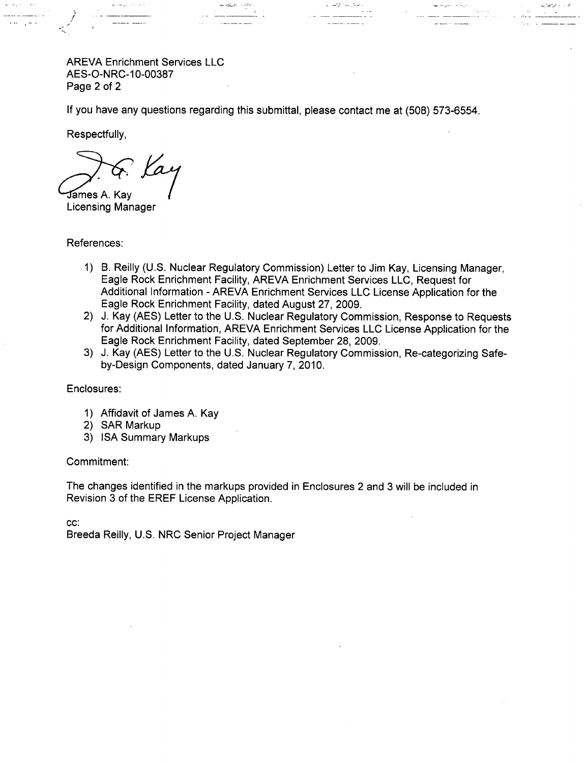AREVA Enrichment Services LLC
AES-O-NRC-10-00387

If you have any questions regarding this submittal, please contact me at (508) 573-6554.

Respectfully,

James A. Kay
Licensing Manager

References:

1) B. Reilly (U.S. Nuclear Regulatory Commission) Letter to Jim Kay, Licensing Manager, Eagle Rock Enrichment Facility, AREVA Enrichment Services LLC, Request for Additional Information - AREVA Enrichment Services LLC License Application for the Eagle Rock Enrichment Facility, dated August 27, 2009.
2) J. Kay (AES) Letter to the U.S. Nuclear Regulatory Commission, Response to Requests for Additional Information, AREVA Enrichment Services LLC License Application for the Eagle Rock Enrichment Facility, dated September 28, 2009.
3) J. Kay (AES) Letter to the U.S. Nuclear Regulatory Commission, Re-categorizing Safe-by-Design Components, dated January 7, 2010.

Enclosures:

1) Affidavit of James A. Kay
2) SAR Markup
3) ISA Summary Markups

Commitment:

The changes identified in the markups provided in Enclosures 2 and 3 will be included in Revision 3 of the EREF License Application.

cc:
Breeda Reilly, U.S. NRC Senior Project Manager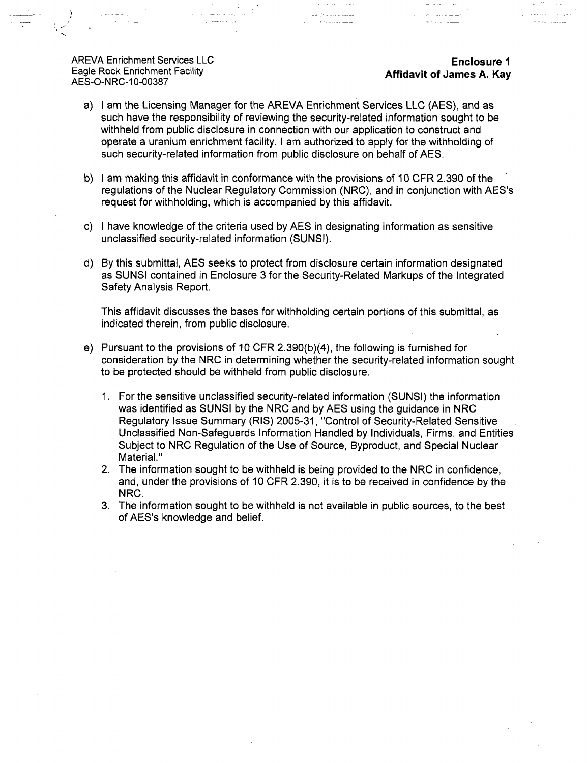AREVA Enrichment Services LLC
Eagle Rock Enrichment Facility
AES-O-NRC-10-00387

**Enclosure 1**
**Affidavit of James A. Kay**

a) I am the Licensing Manager for the AREVA Enrichment Services LLC (AES), and as such have the responsibility of reviewing the security-related information sought to be withheld from public disclosure in connection with our application to construct and operate a uranium enrichment facility. I am authorized to apply for the withholding of such security-related information from public disclosure on behalf of AES.

b) I am making this affidavit in conformance with the provisions of 10 CFR 2.390 of the regulations of the Nuclear Regulatory Commission (NRC), and in conjunction with AES's request for withholding, which is accompanied by this affidavit.

c) I have knowledge of the criteria used by AES in designating information as sensitive unclassified security-related information (SUNSI).

d) By this submittal, AES seeks to protect from disclosure certain information designated as SUNSI contained in Enclosure 3 for the Security-Related Markups of the Integrated Safety Analysis Report.

   This affidavit discusses the bases for withholding certain portions of this submittal, as indicated therein, from public disclosure.

e) Pursuant to the provisions of 10 CFR 2.390(b)(4), the following is furnished for consideration by the NRC in determining whether the security-related information sought to be protected should be withheld from public disclosure.

   1. For the sensitive unclassified security-related information (SUNSI) the information was identified as SUNSI by the NRC and by AES using the guidance in NRC Regulatory Issue Summary (RIS) 2005-31, "Control of Security-Related Sensitive Unclassified Non-Safeguards Information Handled by Individuals, Firms, and Entities Subject to NRC Regulation of the Use of Source, Byproduct, and Special Nuclear Material."
   2. The information sought to be withheld is being provided to the NRC in confidence, and, under the provisions of 10 CFR 2.390, it is to be received in confidence by the NRC.
   3. The information sought to be withheld is not available in public sources, to the best of AES's knowledge and belief.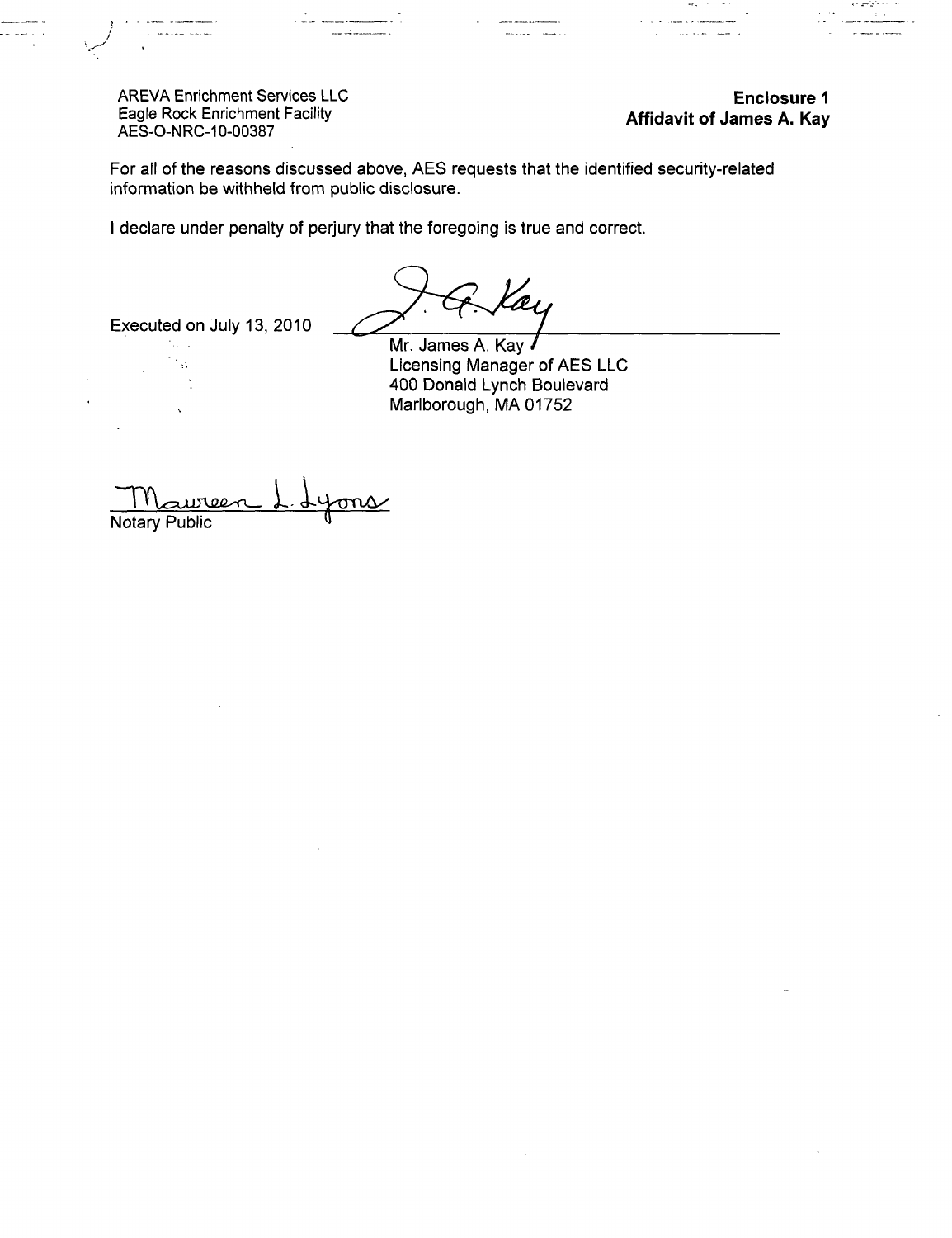AREVA Enrichment Services LLC
Eagle Rock Enrichment Facility
AES-O-NRC-10-00387

**Enclosure 1**
**Affidavit of James A. Kay**

For all of the reasons discussed above, AES requests that the identified security-related information be withheld from public disclosure.

I declare under penalty of perjury that the foregoing is true and correct.

Executed on July 13, 2010

J. A. Kay

Mr. James A. Kay
Licensing Manager of AES LLC
400 Donald Lynch Boulevard
Marlborough, MA 01752

Maureen L. Lyons
Notary Public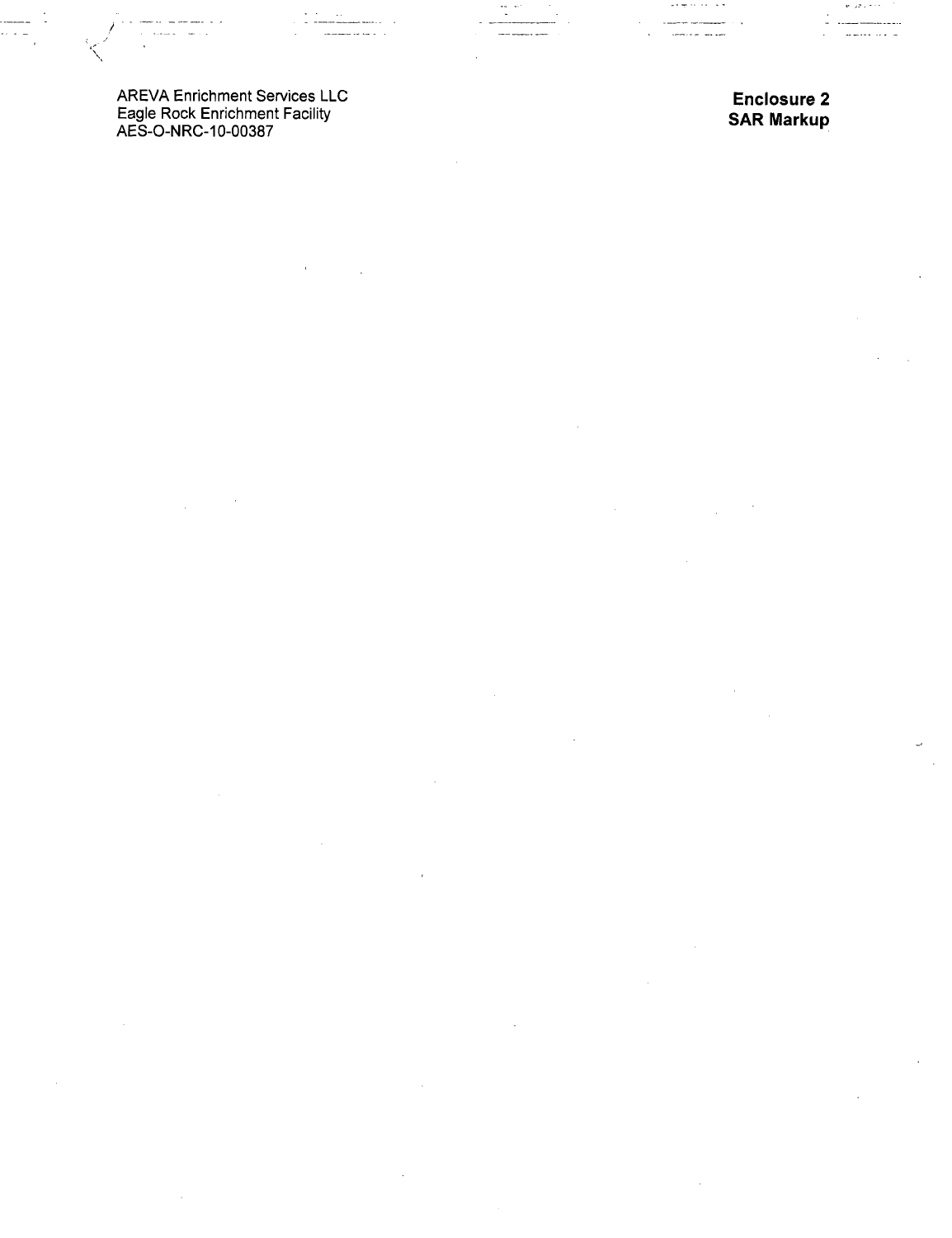AREVA Enrichment Services LLC
Eagle Rock Enrichment Facility
AES-O-NRC-10-00387

**Enclosure 2**
**SAR Markup**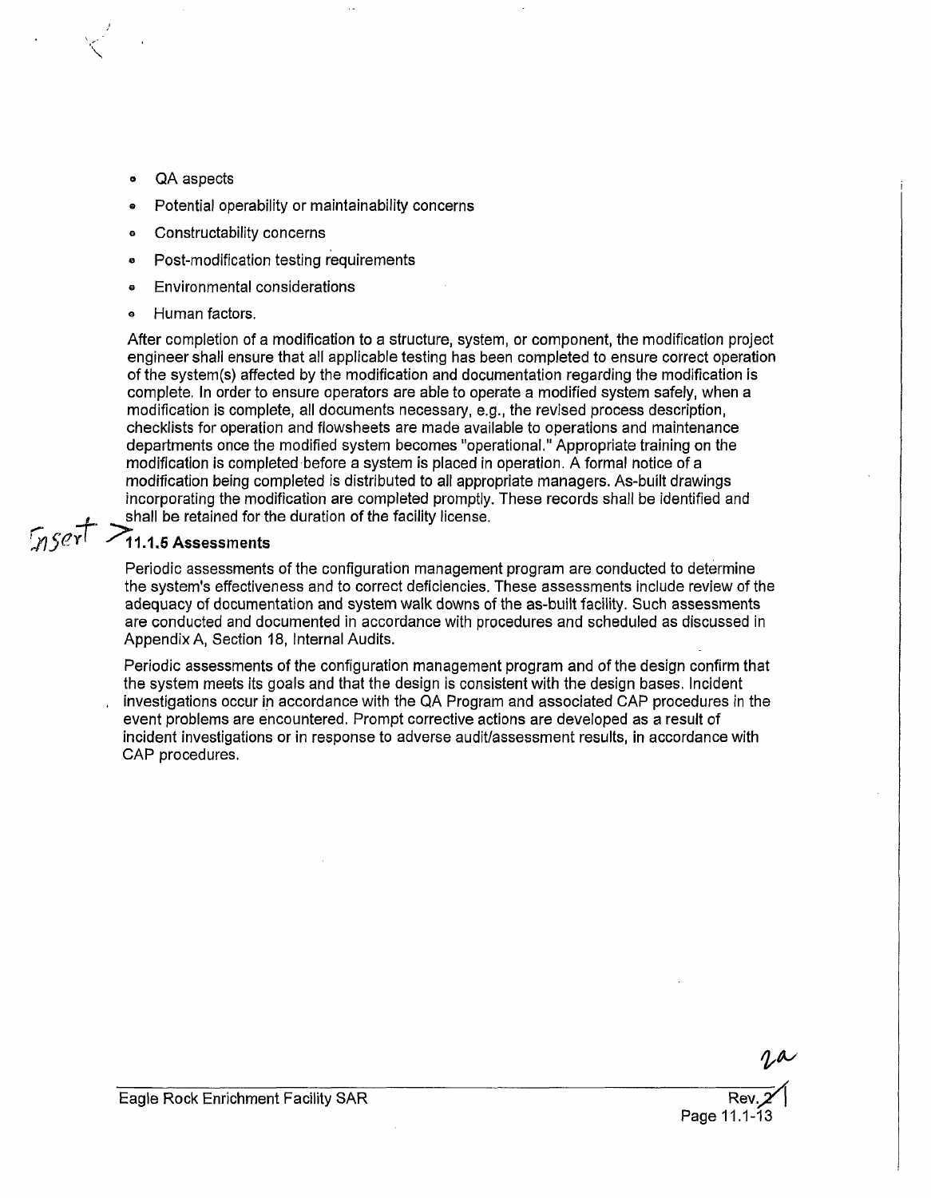- QA aspects
- Potential operability or maintainability concerns
- Constructability concerns
- Post-modification testing requirements
- Environmental considerations
- Human factors.

After completion of a modification to a structure, system, or component, the modification project engineer shall ensure that all applicable testing has been completed to ensure correct operation of the system(s) affected by the modification and documentation regarding the modification is complete. In order to ensure operators are able to operate a modified system safely, when a modification is complete, all documents necessary, e.g., the revised process description, checklists for operation and flowsheets are made available to operations and maintenance departments once the modified system becomes "operational." Appropriate training on the modification is completed before a system is placed in operation. A formal notice of a modification being completed is distributed to all appropriate managers. As-built drawings incorporating the modification are completed promptly. These records shall be identified and shall be retained for the duration of the facility license.

Insert >

### 11.1.5 Assessments

Periodic assessments of the configuration management program are conducted to determine the system's effectiveness and to correct deficiencies. These assessments include review of the adequacy of documentation and system walk downs of the as-built facility. Such assessments are conducted and documented in accordance with procedures and scheduled as discussed in Appendix A, Section 18, Internal Audits.

Periodic assessments of the configuration management program and of the design confirm that the system meets its goals and that the design is consistent with the design bases. Incident investigations occur in accordance with the QA Program and associated CAP procedures in the event problems are encountered. Prompt corrective actions are developed as a result of incident investigations or in response to adverse audit/assessment results, in accordance with CAP procedures.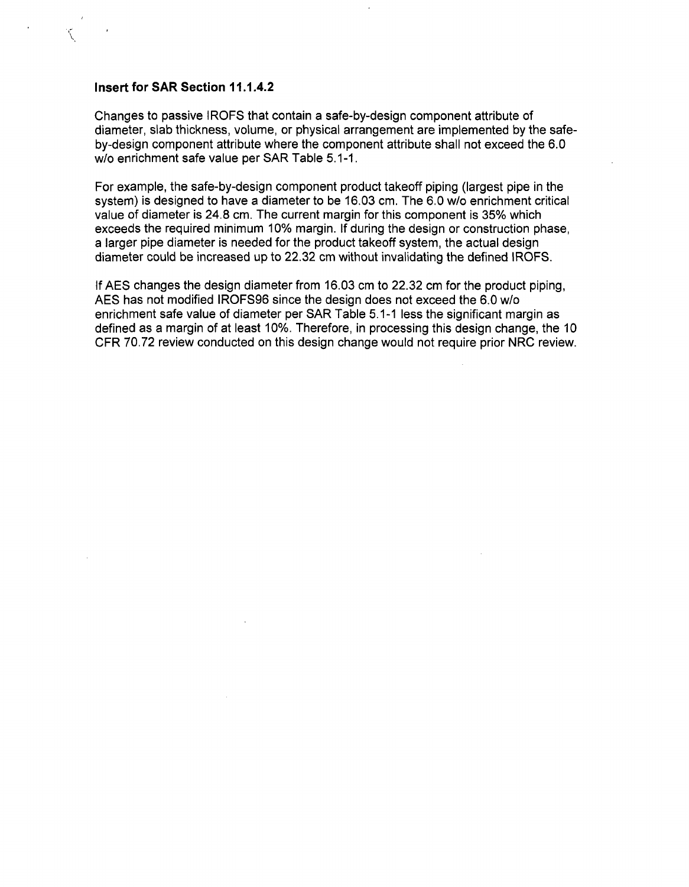**Insert for SAR Section 11.1.4.2**

Changes to passive IROFS that contain a safe-by-design component attribute of diameter, slab thickness, volume, or physical arrangement are implemented by the safe-by-design component attribute where the component attribute shall not exceed the 6.0 w/o enrichment safe value per SAR Table 5.1-1.

For example, the safe-by-design component product takeoff piping (largest pipe in the system) is designed to have a diameter to be 16.03 cm. The 6.0 w/o enrichment critical value of diameter is 24.8 cm. The current margin for this component is 35% which exceeds the required minimum 10% margin. If during the design or construction phase, a larger pipe diameter is needed for the product takeoff system, the actual design diameter could be increased up to 22.32 cm without invalidating the defined IROFS.

If AES changes the design diameter from 16.03 cm to 22.32 cm for the product piping, AES has not modified IROFS96 since the design does not exceed the 6.0 w/o enrichment safe value of diameter per SAR Table 5.1-1 less the significant margin as defined as a margin of at least 10%. Therefore, in processing this design change, the 10 CFR 70.72 review conducted on this design change would not require prior NRC review.